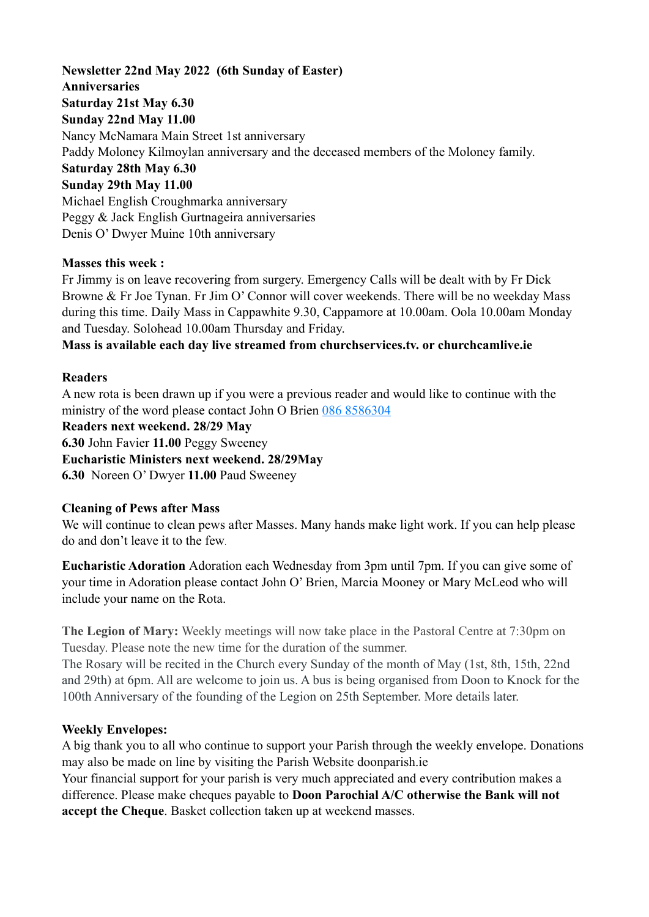**Newsletter 22nd May 2022 (6th Sunday of Easter)**
**Anniversaries**
**Saturday 21st May 6.30**
**Sunday 22nd May 11.00**
Nancy McNamara Main Street 1st anniversary
Paddy Moloney Kilmoylan anniversary and the deceased members of the Moloney family.
**Saturday 28th May 6.30**
**Sunday 29th May 11.00**
Michael English Croughmarka anniversary
Peggy & Jack English Gurtnageira anniversaries
Denis O' Dwyer Muine 10th anniversary

**Masses this week :**
Fr Jimmy is on leave recovering from surgery. Emergency Calls will be dealt with by Fr Dick Browne & Fr Joe Tynan. Fr Jim O' Connor will cover weekends. There will be no weekday Mass during this time. Daily Mass in Cappawhite 9.30, Cappamore at 10.00am. Oola 10.00am Monday and Tuesday. Solohead 10.00am Thursday and Friday.
**Mass is available each day live streamed from churchservices.tv. or churchcamlive.ie**

**Readers**
A new rota is been drawn up if you were a previous reader and would like to continue with the ministry of the word please contact John O Brien 086 8586304
**Readers next weekend. 28/29 May**
**6.30** John Favier **11.00** Peggy Sweeney
**Eucharistic Ministers next weekend. 28/29May**
**6.30** Noreen O' Dwyer **11.00** Paud Sweeney

**Cleaning of Pews after Mass**
We will continue to clean pews after Masses. Many hands make light work. If you can help please do and don't leave it to the few.

**Eucharistic Adoration** Adoration each Wednesday from 3pm until 7pm. If you can give some of your time in Adoration please contact John O' Brien, Marcia Mooney or Mary McLeod who will include your name on the Rota.

**The Legion of Mary:** Weekly meetings will now take place in the Pastoral Centre at 7:30pm on Tuesday. Please note the new time for the duration of the summer.
The Rosary will be recited in the Church every Sunday of the month of May (1st, 8th, 15th, 22nd and 29th) at 6pm. All are welcome to join us. A bus is being organised from Doon to Knock for the 100th Anniversary of the founding of the Legion on 25th September. More details later.

**Weekly Envelopes:**
A big thank you to all who continue to support your Parish through the weekly envelope. Donations may also be made on line by visiting the Parish Website doonparish.ie
Your financial support for your parish is very much appreciated and every contribution makes a difference. Please make cheques payable to **Doon Parochial A/C otherwise the Bank will not accept the Cheque**. Basket collection taken up at weekend masses.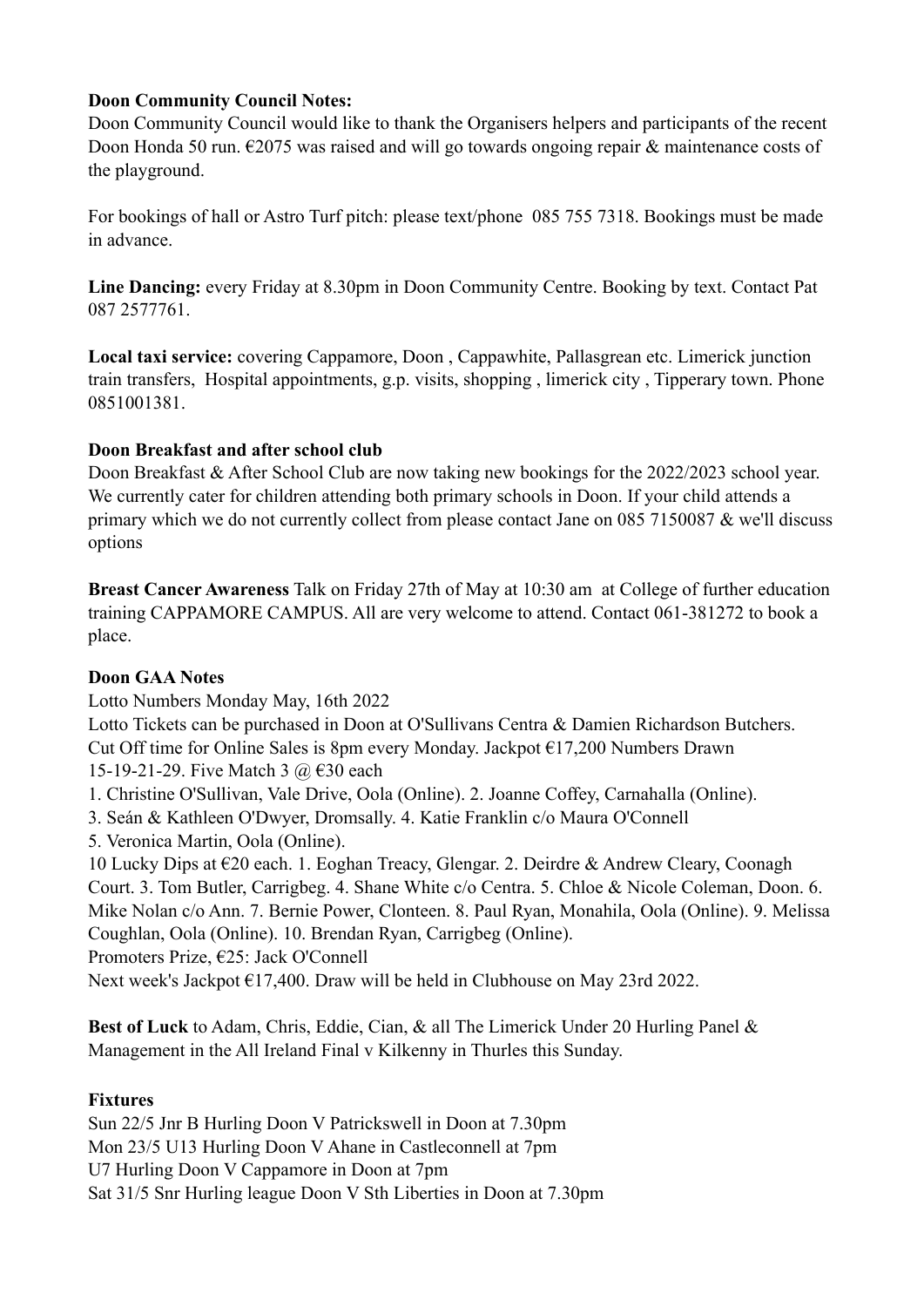**Doon Community Council Notes:**
Doon Community Council would like to thank the Organisers helpers and participants of the recent Doon Honda 50 run. €2075 was raised and will go towards ongoing repair & maintenance costs of the playground.

For bookings of hall or Astro Turf pitch: please text/phone 085 755 7318. Bookings must be made in advance.

**Line Dancing:** every Friday at 8.30pm in Doon Community Centre. Booking by text. Contact Pat 087 2577761.

**Local taxi service:** covering Cappamore, Doon , Cappawhite, Pallasgrean etc. Limerick junction train transfers, Hospital appointments, g.p. visits, shopping , limerick city , Tipperary town. Phone 0851001381.

**Doon Breakfast and after school club**
Doon Breakfast & After School Club are now taking new bookings for the 2022/2023 school year. We currently cater for children attending both primary schools in Doon. If your child attends a primary which we do not currently collect from please contact Jane on 085 7150087 & we'll discuss options

**Breast Cancer Awareness** Talk on Friday 27th of May at 10:30 am at College of further education training CAPPAMORE CAMPUS. All are very welcome to attend. Contact 061-381272 to book a place.

**Doon GAA Notes**
Lotto Numbers Monday May, 16th 2022
Lotto Tickets can be purchased in Doon at O'Sullivans Centra & Damien Richardson Butchers. Cut Off time for Online Sales is 8pm every Monday. Jackpot €17,200 Numbers Drawn 15-19-21-29. Five Match 3 @ €30 each
1. Christine O'Sullivan, Vale Drive, Oola (Online). 2. Joanne Coffey, Carnahalla (Online).
3. Seán & Kathleen O'Dwyer, Dromsally. 4. Katie Franklin c/o Maura O'Connell
5. Veronica Martin, Oola (Online).
10 Lucky Dips at €20 each. 1. Eoghan Treacy, Glengar. 2. Deirdre & Andrew Cleary, Coonagh Court. 3. Tom Butler, Carrigbeg. 4. Shane White c/o Centra. 5. Chloe & Nicole Coleman, Doon. 6. Mike Nolan c/o Ann. 7. Bernie Power, Clonteen. 8. Paul Ryan, Monahila, Oola (Online). 9. Melissa Coughlan, Oola (Online). 10. Brendan Ryan, Carrigbeg (Online).
Promoters Prize, €25: Jack O'Connell
Next week's Jackpot €17,400. Draw will be held in Clubhouse on May 23rd 2022.

**Best of Luck** to Adam, Chris, Eddie, Cian, & all The Limerick Under 20 Hurling Panel & Management in the All Ireland Final v Kilkenny in Thurles this Sunday.

**Fixtures**
Sun 22/5 Jnr B Hurling Doon V Patrickswell in Doon at 7.30pm
Mon 23/5 U13 Hurling Doon V Ahane in Castleconnell at 7pm
U7 Hurling Doon V Cappamore in Doon at 7pm
Sat 31/5 Snr Hurling league Doon V Sth Liberties in Doon at 7.30pm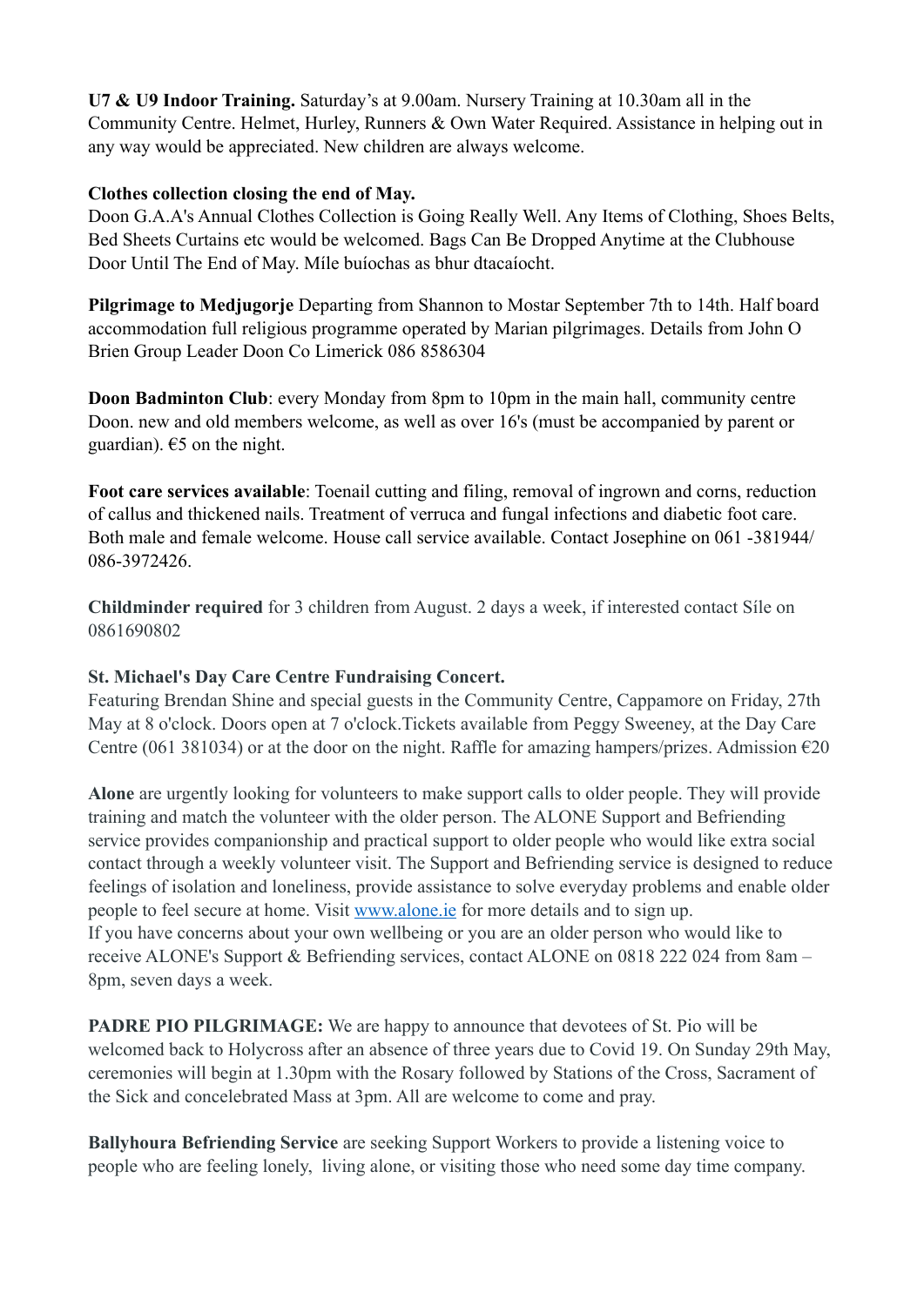**U7 & U9 Indoor Training.** Saturday's at 9.00am. Nursery Training at 10.30am all in the Community Centre. Helmet, Hurley, Runners & Own Water Required. Assistance in helping out in any way would be appreciated. New children are always welcome.

**Clothes collection closing the end of May.**
Doon G.A.A's Annual Clothes Collection is Going Really Well. Any Items of Clothing, Shoes Belts, Bed Sheets Curtains etc would be welcomed. Bags Can Be Dropped Anytime at the Clubhouse Door Until The End of May. Míle buíochas as bhur dtacaíocht.

**Pilgrimage to Medjugorje** Departing from Shannon to Mostar September 7th to 14th. Half board accommodation full religious programme operated by Marian pilgrimages. Details from John O Brien Group Leader Doon Co Limerick 086 8586304

**Doon Badminton Club**: every Monday from 8pm to 10pm in the main hall, community centre Doon. new and old members welcome, as well as over 16's (must be accompanied by parent or guardian). €5 on the night.

**Foot care services available**: Toenail cutting and filing, removal of ingrown and corns, reduction of callus and thickened nails. Treatment of verruca and fungal infections and diabetic foot care. Both male and female welcome. House call service available. Contact Josephine on 061 -381944/ 086-3972426.

**Childminder required** for 3 children from August. 2 days a week, if interested contact Síle on 0861690802

**St. Michael's Day Care Centre Fundraising Concert.**
Featuring Brendan Shine and special guests in the Community Centre, Cappamore on Friday, 27th May at 8 o'clock. Doors open at 7 o'clock.Tickets available from Peggy Sweeney, at the Day Care Centre (061 381034) or at the door on the night. Raffle for amazing hampers/prizes. Admission €20

**Alone** are urgently looking for volunteers to make support calls to older people. They will provide training and match the volunteer with the older person. The ALONE Support and Befriending service provides companionship and practical support to older people who would like extra social contact through a weekly volunteer visit. The Support and Befriending service is designed to reduce feelings of isolation and loneliness, provide assistance to solve everyday problems and enable older people to feel secure at home. Visit [www.alone.ie](www.alone.ie) for more details and to sign up.
If you have concerns about your own wellbeing or you are an older person who would like to receive ALONE's Support & Befriending services, contact ALONE on 0818 222 024 from 8am – 8pm, seven days a week.

**PADRE PIO PILGRIMAGE:** We are happy to announce that devotees of St. Pio will be welcomed back to Holycross after an absence of three years due to Covid 19. On Sunday 29th May, ceremonies will begin at 1.30pm with the Rosary followed by Stations of the Cross, Sacrament of the Sick and concelebrated Mass at 3pm. All are welcome to come and pray.

**Ballyhoura Befriending Service** are seeking Support Workers to provide a listening voice to people who are feeling lonely, living alone, or visiting those who need some day time company.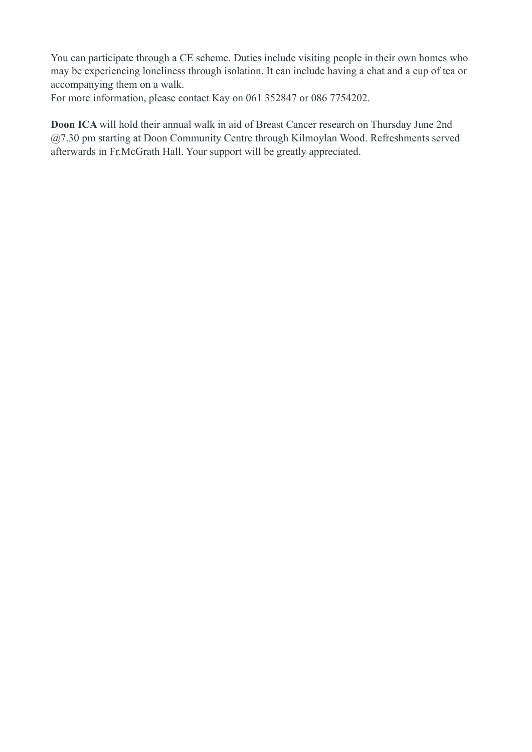You can participate through a CE scheme. Duties include visiting people in their own homes who may be experiencing loneliness through isolation. It can include having a chat and a cup of tea or accompanying them on a walk.
For more information, please contact Kay on 061 352847 or 086 7754202.

**Doon ICA** will hold their annual walk in aid of Breast Cancer research on Thursday June 2nd @7.30 pm starting at Doon Community Centre through Kilmoylan Wood. Refreshments served afterwards in Fr.McGrath Hall. Your support will be greatly appreciated.